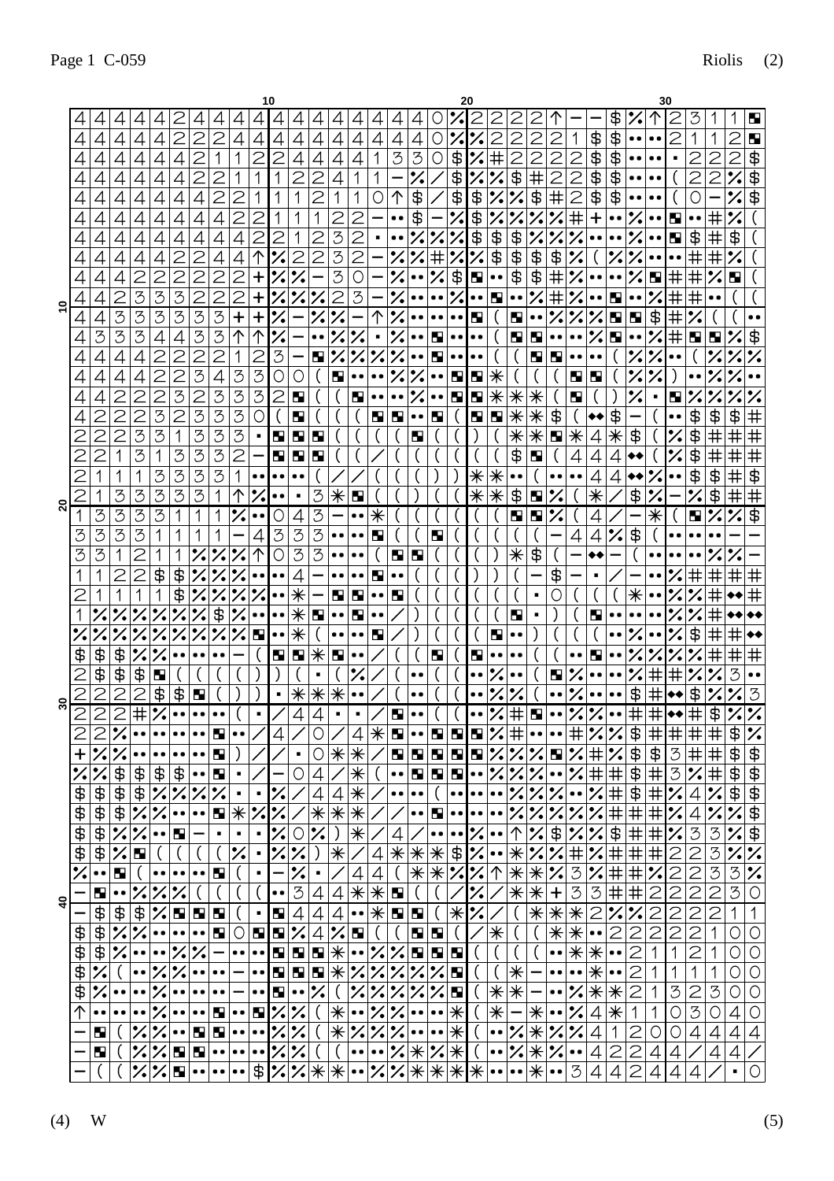(4) W (5)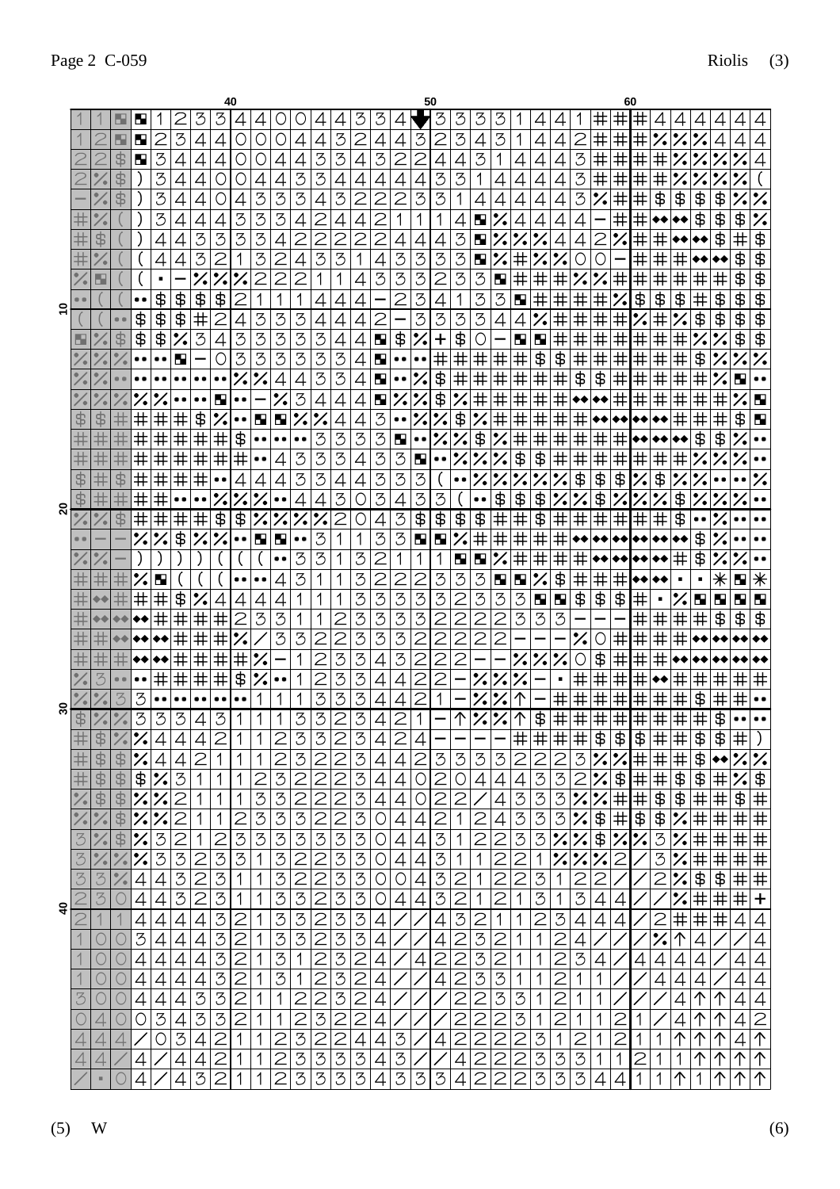(5) W (6)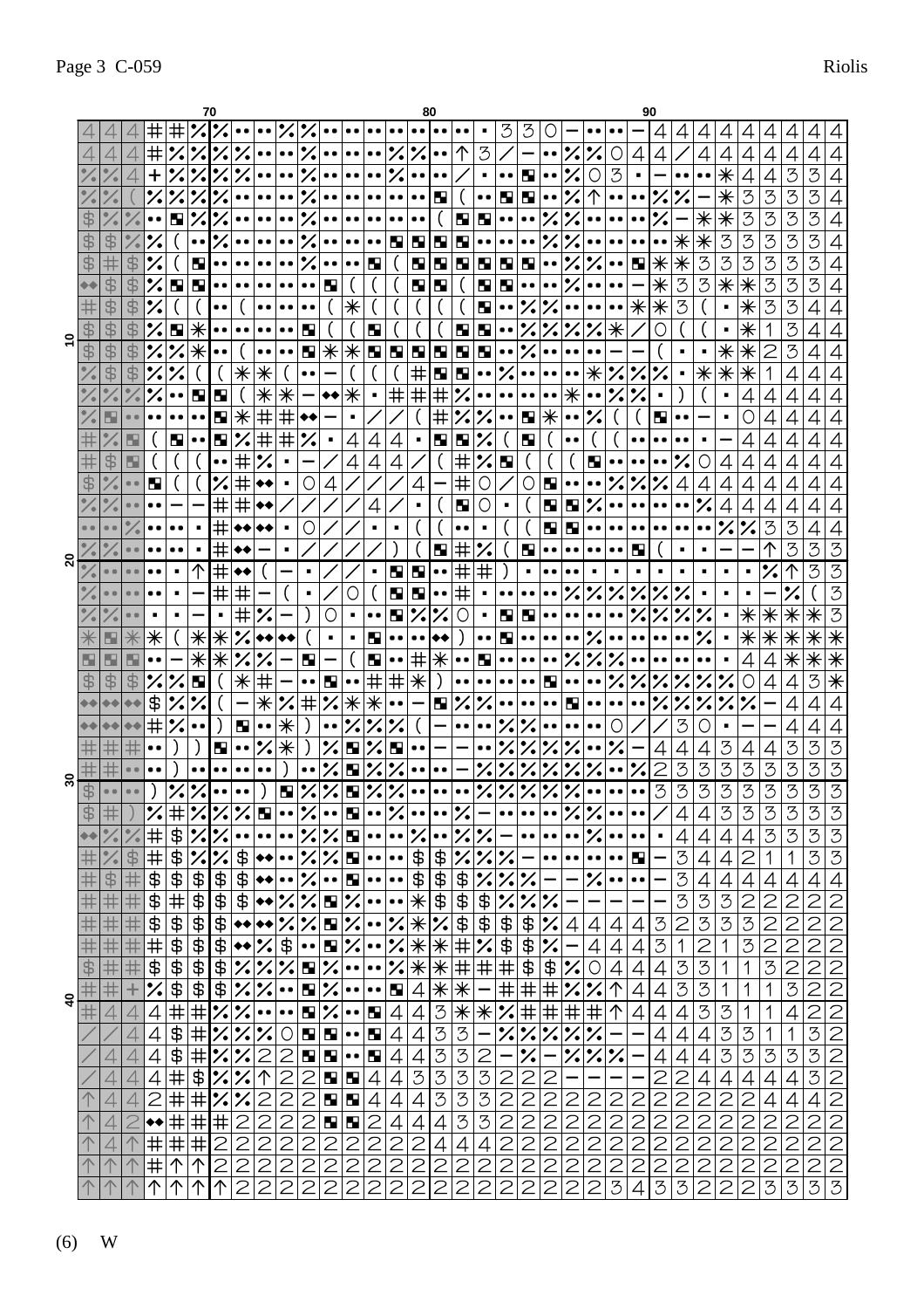(6) W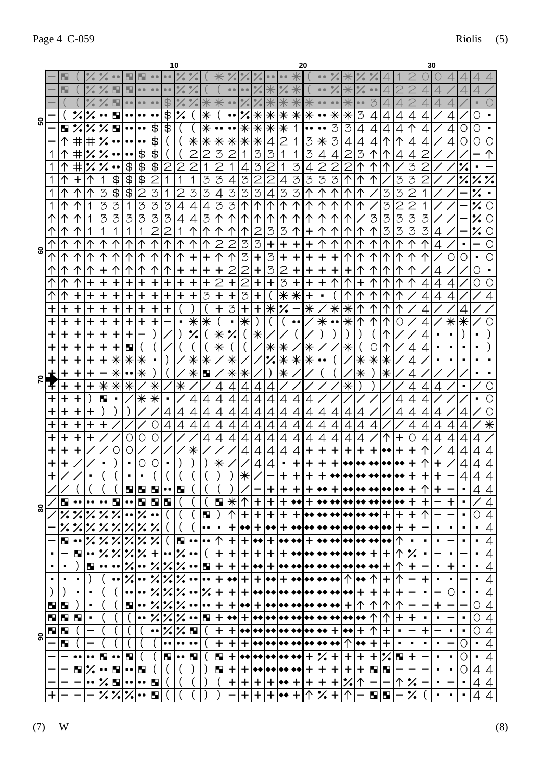Page 4 C-059

Riolis (5)

(7) W (8)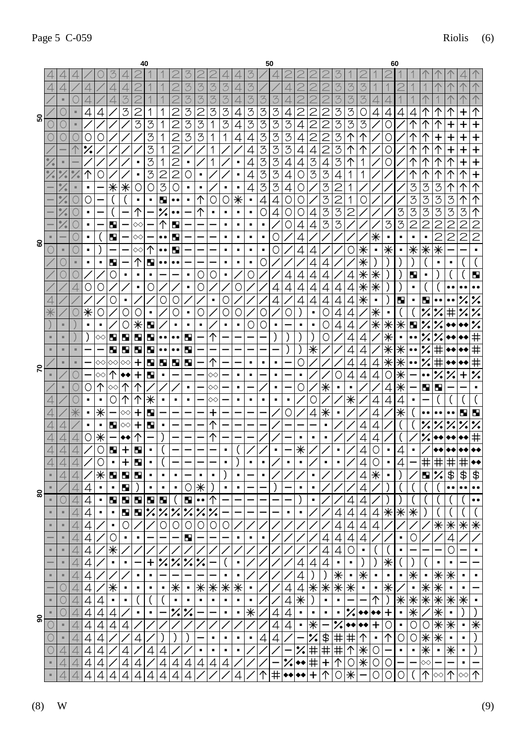(8) W (9)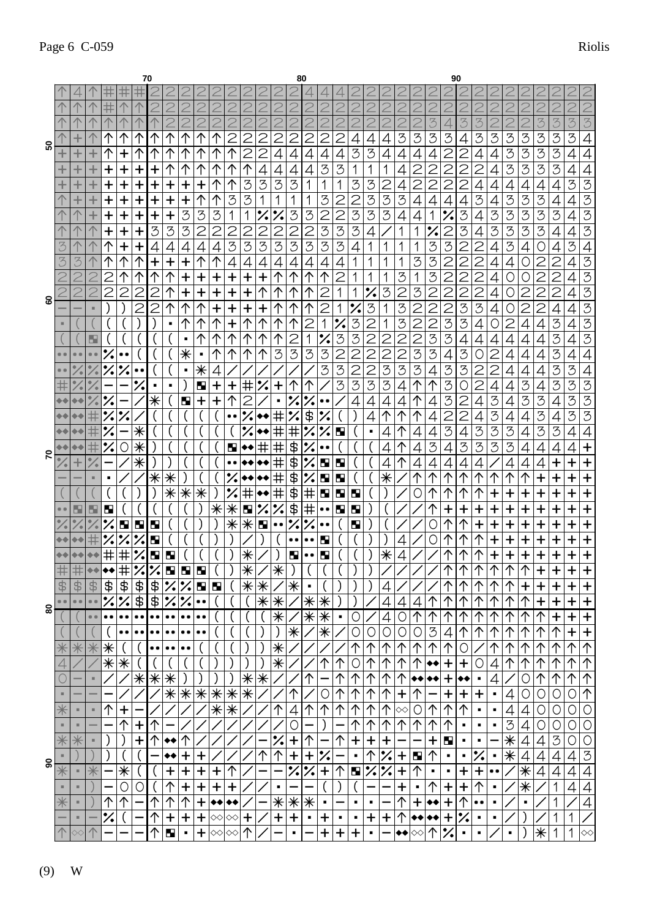(9) W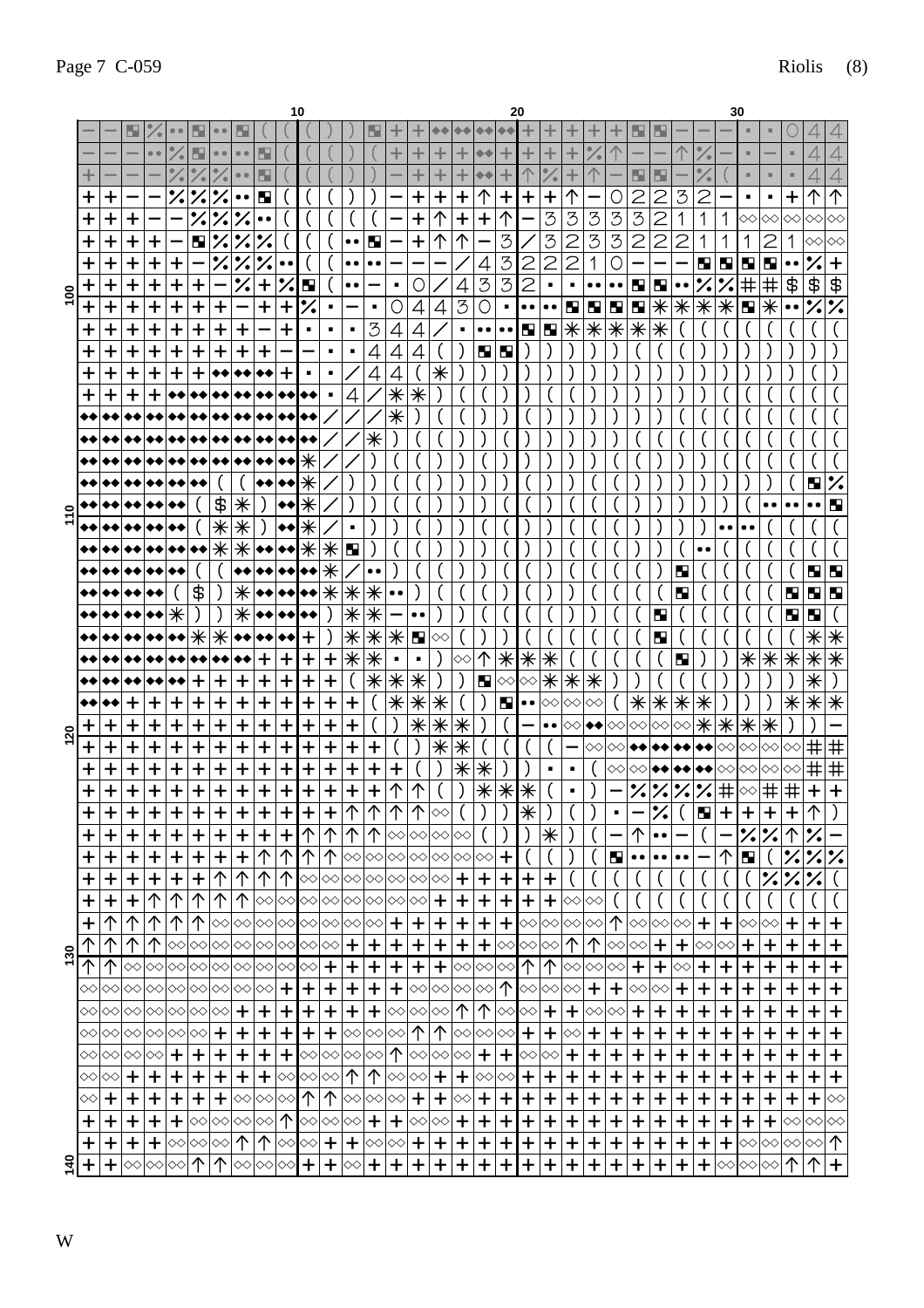W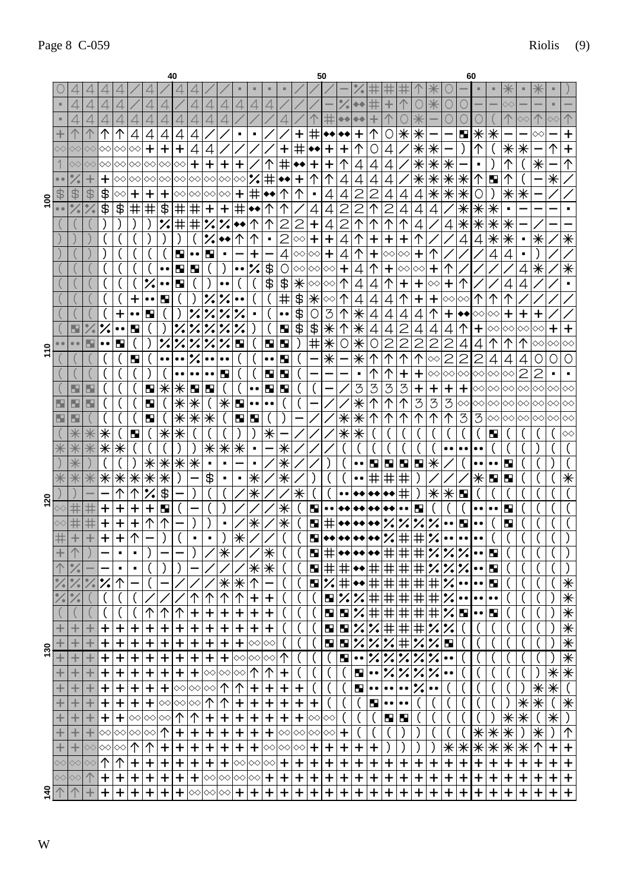W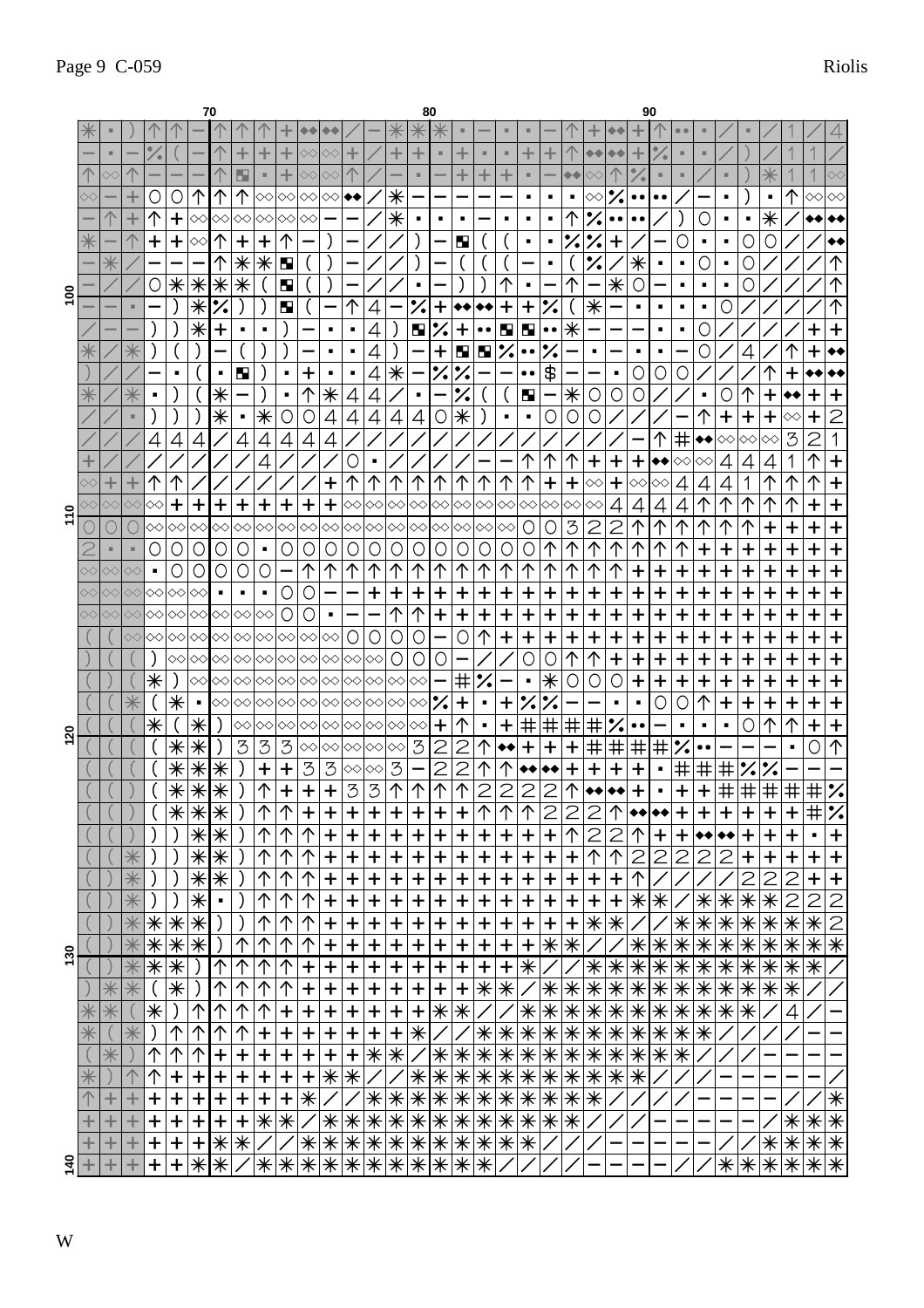W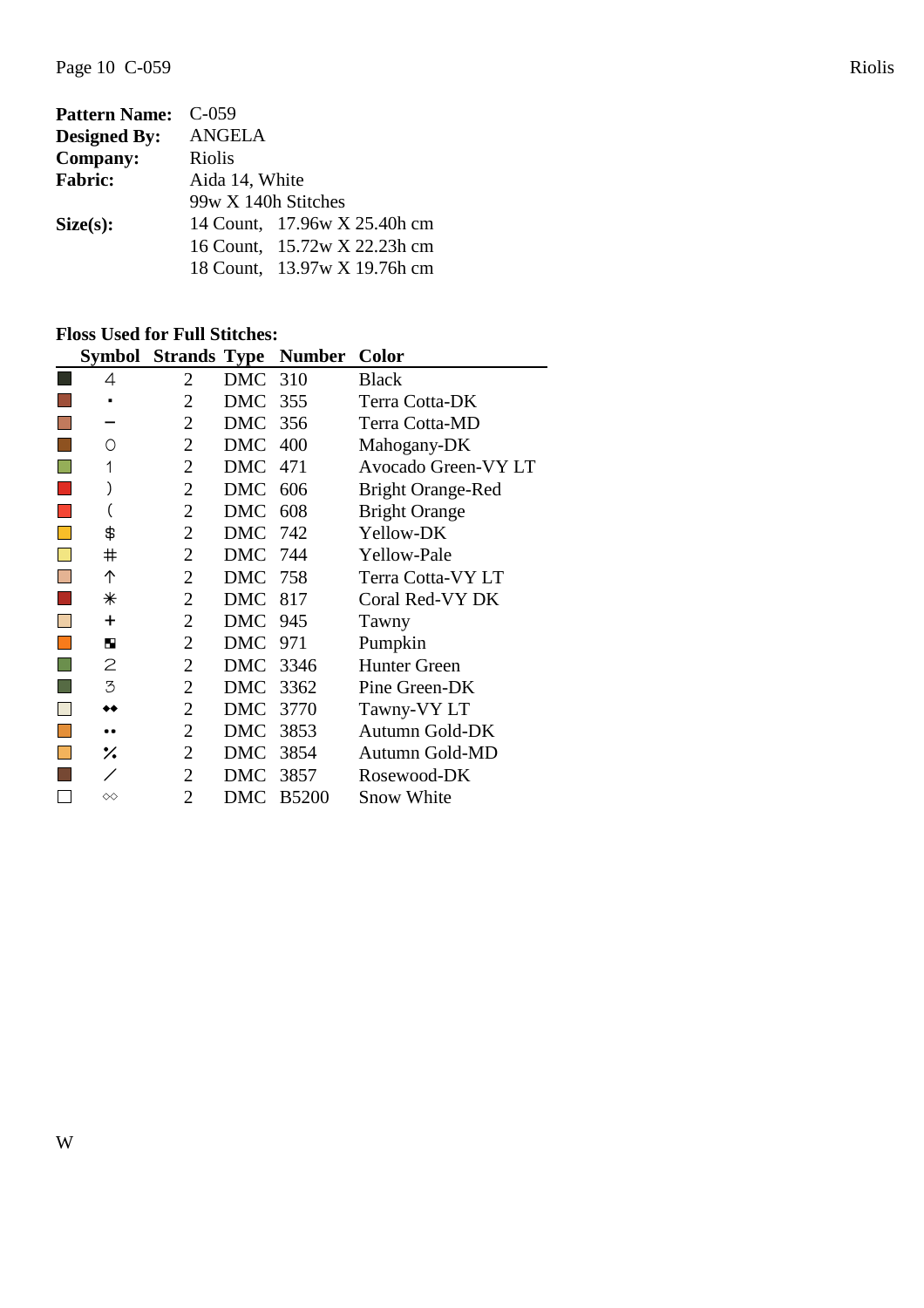**Pattern Name:** C-059
**Designed By:** ANGELA
**Company:** Riolis
**Fabric:** Aida 14, White
99w X 140h Stitches
**Size(s):** 14 Count, 17.96w X 25.40h cm
16 Count, 15.72w X 22.23h cm
18 Count, 13.97w X 19.76h cm

**Floss Used for Full Stitches:**

| | Symbol | Strands | Type | Number | Color |
|---|---|---|---|---|---|
| ■ | 4 | 2 | DMC | 310 | Black |
| ■ | ▪ | 2 | DMC | 355 | Terra Cotta-DK |
| ■ | − | 2 | DMC | 356 | Terra Cotta-MD |
| ■ | O | 2 | DMC | 400 | Mahogany-DK |
| ■ | 1 | 2 | DMC | 471 | Avocado Green-VY LT |
| ■ | ) | 2 | DMC | 606 | Bright Orange-Red |
| ■ | ( | 2 | DMC | 608 | Bright Orange |
| ■ | $ | 2 | DMC | 742 | Yellow-DK |
| ■ | # | 2 | DMC | 744 | Yellow-Pale |
| ■ | ↑ | 2 | DMC | 758 | Terra Cotta-VY LT |
| ■ | ✳ | 2 | DMC | 817 | Coral Red-VY DK |
| ■ | + | 2 | DMC | 945 | Tawny |
| ■ | ◪ | 2 | DMC | 971 | Pumpkin |
| ■ | 2 | 2 | DMC | 3346 | Hunter Green |
| ■ | 3 | 2 | DMC | 3362 | Pine Green-DK |
| ■ | ◆◆ | 2 | DMC | 3770 | Tawny-VY LT |
| ■ | •• | 2 | DMC | 3853 | Autumn Gold-DK |
| ■ | % | 2 | DMC | 3854 | Autumn Gold-MD |
| ■ | / | 2 | DMC | 3857 | Rosewood-DK |
| □ | ◇◇ | 2 | DMC | B5200 | Snow White |

W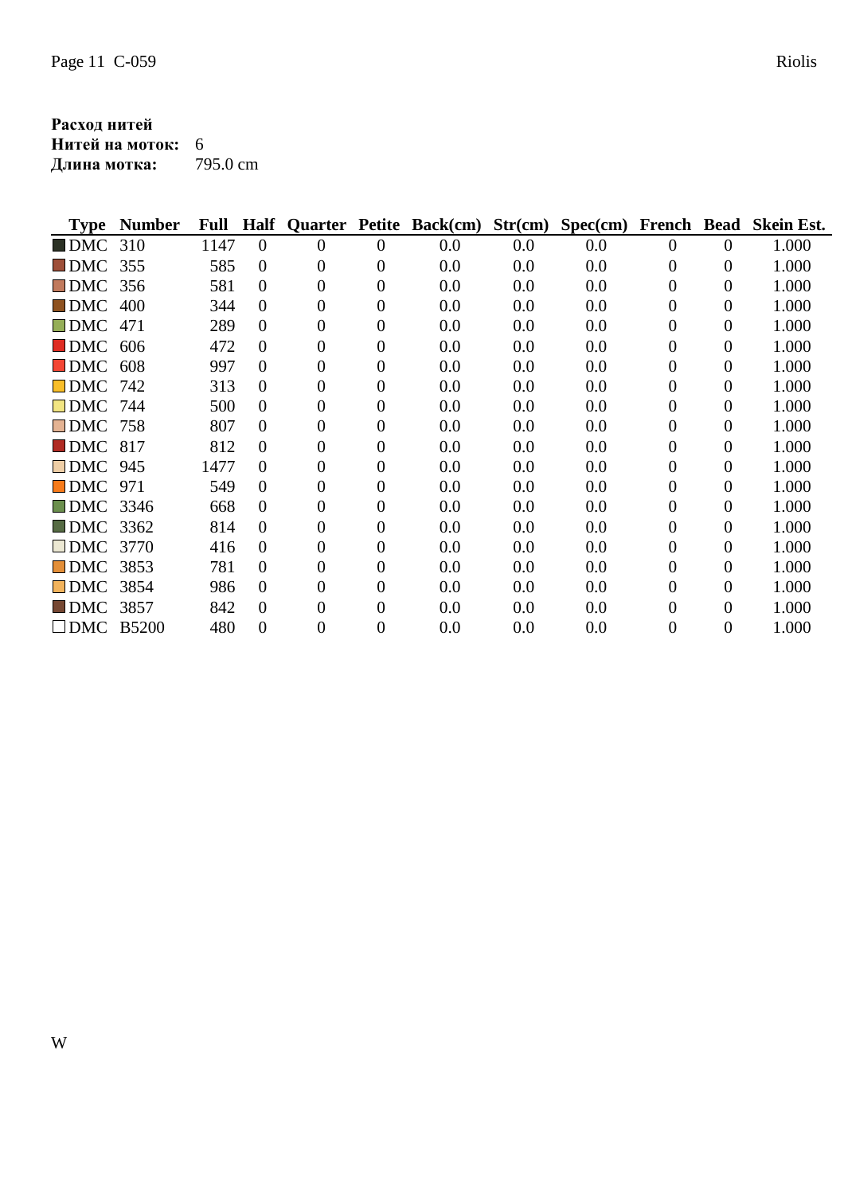**Расход нитей**
**Нитей на моток:** 6
**Длина мотка:** 795.0 cm

| Type | Number | Full | Half | Quarter | Petite | Back(cm) | Str(cm) | Spec(cm) | French | Bead | Skein Est. |
|---|---|---|---|---|---|---|---|---|---|---|---|
| DMC | 310 | 1147 | 0 | 0 | 0 | 0.0 | 0.0 | 0.0 | 0 | 0 | 1.000 |
| DMC | 355 | 585 | 0 | 0 | 0 | 0.0 | 0.0 | 0.0 | 0 | 0 | 1.000 |
| DMC | 356 | 581 | 0 | 0 | 0 | 0.0 | 0.0 | 0.0 | 0 | 0 | 1.000 |
| DMC | 400 | 344 | 0 | 0 | 0 | 0.0 | 0.0 | 0.0 | 0 | 0 | 1.000 |
| DMC | 471 | 289 | 0 | 0 | 0 | 0.0 | 0.0 | 0.0 | 0 | 0 | 1.000 |
| DMC | 606 | 472 | 0 | 0 | 0 | 0.0 | 0.0 | 0.0 | 0 | 0 | 1.000 |
| DMC | 608 | 997 | 0 | 0 | 0 | 0.0 | 0.0 | 0.0 | 0 | 0 | 1.000 |
| DMC | 742 | 313 | 0 | 0 | 0 | 0.0 | 0.0 | 0.0 | 0 | 0 | 1.000 |
| DMC | 744 | 500 | 0 | 0 | 0 | 0.0 | 0.0 | 0.0 | 0 | 0 | 1.000 |
| DMC | 758 | 807 | 0 | 0 | 0 | 0.0 | 0.0 | 0.0 | 0 | 0 | 1.000 |
| DMC | 817 | 812 | 0 | 0 | 0 | 0.0 | 0.0 | 0.0 | 0 | 0 | 1.000 |
| DMC | 945 | 1477 | 0 | 0 | 0 | 0.0 | 0.0 | 0.0 | 0 | 0 | 1.000 |
| DMC | 971 | 549 | 0 | 0 | 0 | 0.0 | 0.0 | 0.0 | 0 | 0 | 1.000 |
| DMC | 3346 | 668 | 0 | 0 | 0 | 0.0 | 0.0 | 0.0 | 0 | 0 | 1.000 |
| DMC | 3362 | 814 | 0 | 0 | 0 | 0.0 | 0.0 | 0.0 | 0 | 0 | 1.000 |
| DMC | 3770 | 416 | 0 | 0 | 0 | 0.0 | 0.0 | 0.0 | 0 | 0 | 1.000 |
| DMC | 3853 | 781 | 0 | 0 | 0 | 0.0 | 0.0 | 0.0 | 0 | 0 | 1.000 |
| DMC | 3854 | 986 | 0 | 0 | 0 | 0.0 | 0.0 | 0.0 | 0 | 0 | 1.000 |
| DMC | 3857 | 842 | 0 | 0 | 0 | 0.0 | 0.0 | 0.0 | 0 | 0 | 1.000 |
| DMC | B5200 | 480 | 0 | 0 | 0 | 0.0 | 0.0 | 0.0 | 0 | 0 | 1.000 |

W